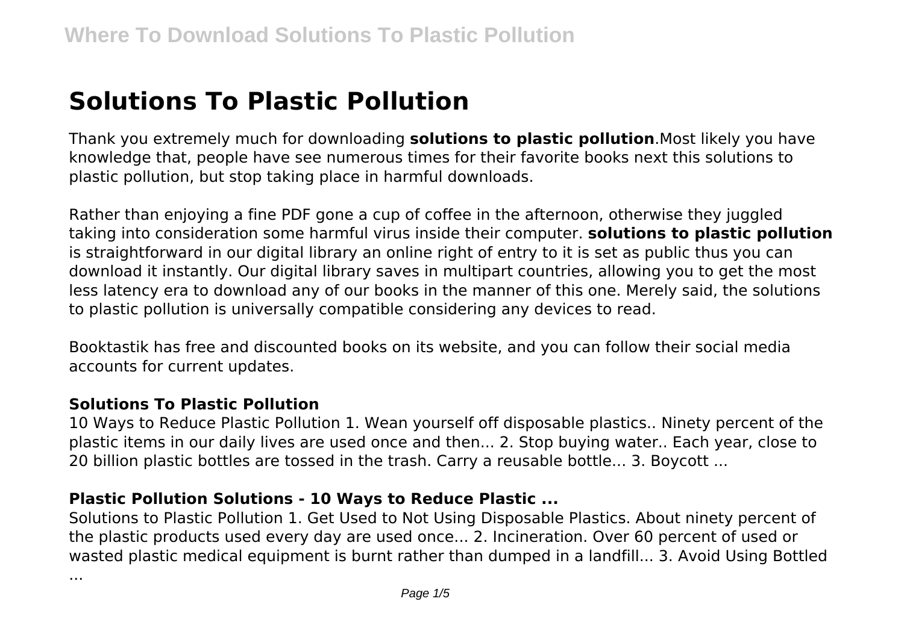# Solutions To Plastic Pollution

Thank you extremely much for downloading **solutions to plastic pollution**.Most likely you have knowledge that, people have see numerous times for their favorite books next this solutions to plastic pollution, but stop taking place in harmful downloads.

Rather than enjoying a fine PDF gone a cup of coffee in the afternoon, otherwise they juggled taking into consideration some harmful virus inside their computer. **solutions to plastic pollution** is straightforward in our digital library an online right of entry to it is set as public thus you can download it instantly. Our digital library saves in multipart countries, allowing you to get the most less latency era to download any of our books in the manner of this one. Merely said, the solutions to plastic pollution is universally compatible considering any devices to read.

Booktastik has free and discounted books on its website, and you can follow their social media accounts for current updates.

### Solutions To Plastic Pollution

10 Ways to Reduce Plastic Pollution 1. Wean yourself off disposable plastics.. Ninety percent of the plastic items in our daily lives are used once and then... 2. Stop buying water.. Each year, close to 20 billion plastic bottles are tossed in the trash. Carry a reusable bottle... 3. Boycott ...

### Plastic Pollution Solutions - 10 Ways to Reduce Plastic ...

Solutions to Plastic Pollution 1. Get Used to Not Using Disposable Plastics. About ninety percent of the plastic products used every day are used once... 2. Incineration. Over 60 percent of used or wasted plastic medical equipment is burnt rather than dumped in a landfill... 3. Avoid Using Bottled ...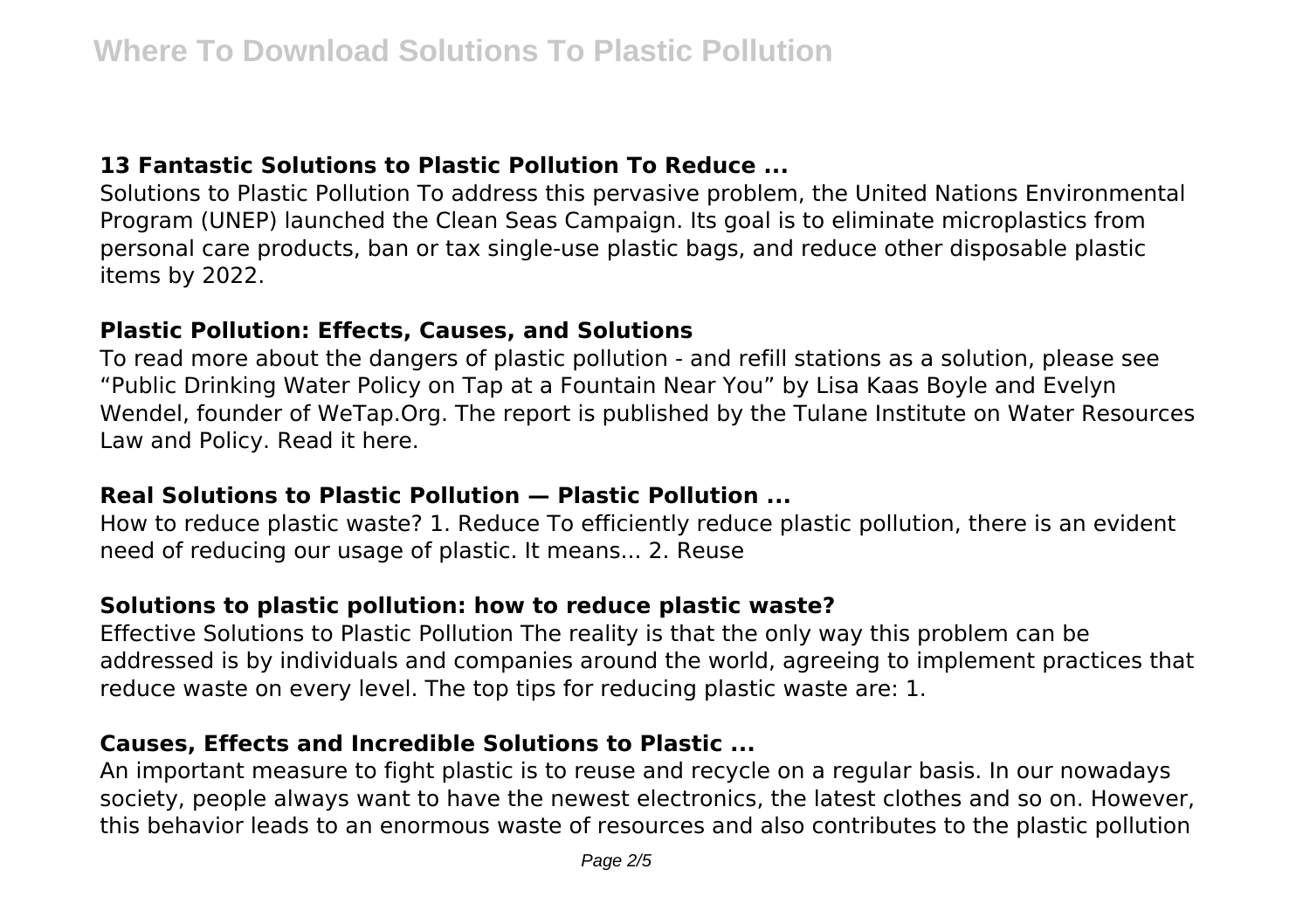### 13 Fantastic Solutions to Plastic Pollution To Reduce ...

Solutions to Plastic Pollution To address this pervasive problem, the United Nations Environmental Program (UNEP) launched the Clean Seas Campaign. Its goal is to eliminate microplastics from personal care products, ban or tax single-use plastic bags, and reduce other disposable plastic items by 2022.

### Plastic Pollution: Effects, Causes, and Solutions

To read more about the dangers of plastic pollution - and refill stations as a solution, please see "Public Drinking Water Policy on Tap at a Fountain Near You" by Lisa Kaas Boyle and Evelyn Wendel, founder of WeTap.Org. The report is published by the Tulane Institute on Water Resources Law and Policy. Read it here.

### Real Solutions to Plastic Pollution — Plastic Pollution ...

How to reduce plastic waste? 1. Reduce To efficiently reduce plastic pollution, there is an evident need of reducing our usage of plastic. It means... 2. Reuse

### Solutions to plastic pollution: how to reduce plastic waste?

Effective Solutions to Plastic Pollution The reality is that the only way this problem can be addressed is by individuals and companies around the world, agreeing to implement practices that reduce waste on every level. The top tips for reducing plastic waste are: 1.

### Causes, Effects and Incredible Solutions to Plastic ...

An important measure to fight plastic is to reuse and recycle on a regular basis. In our nowadays society, people always want to have the newest electronics, the latest clothes and so on. However, this behavior leads to an enormous waste of resources and also contributes to the plastic pollution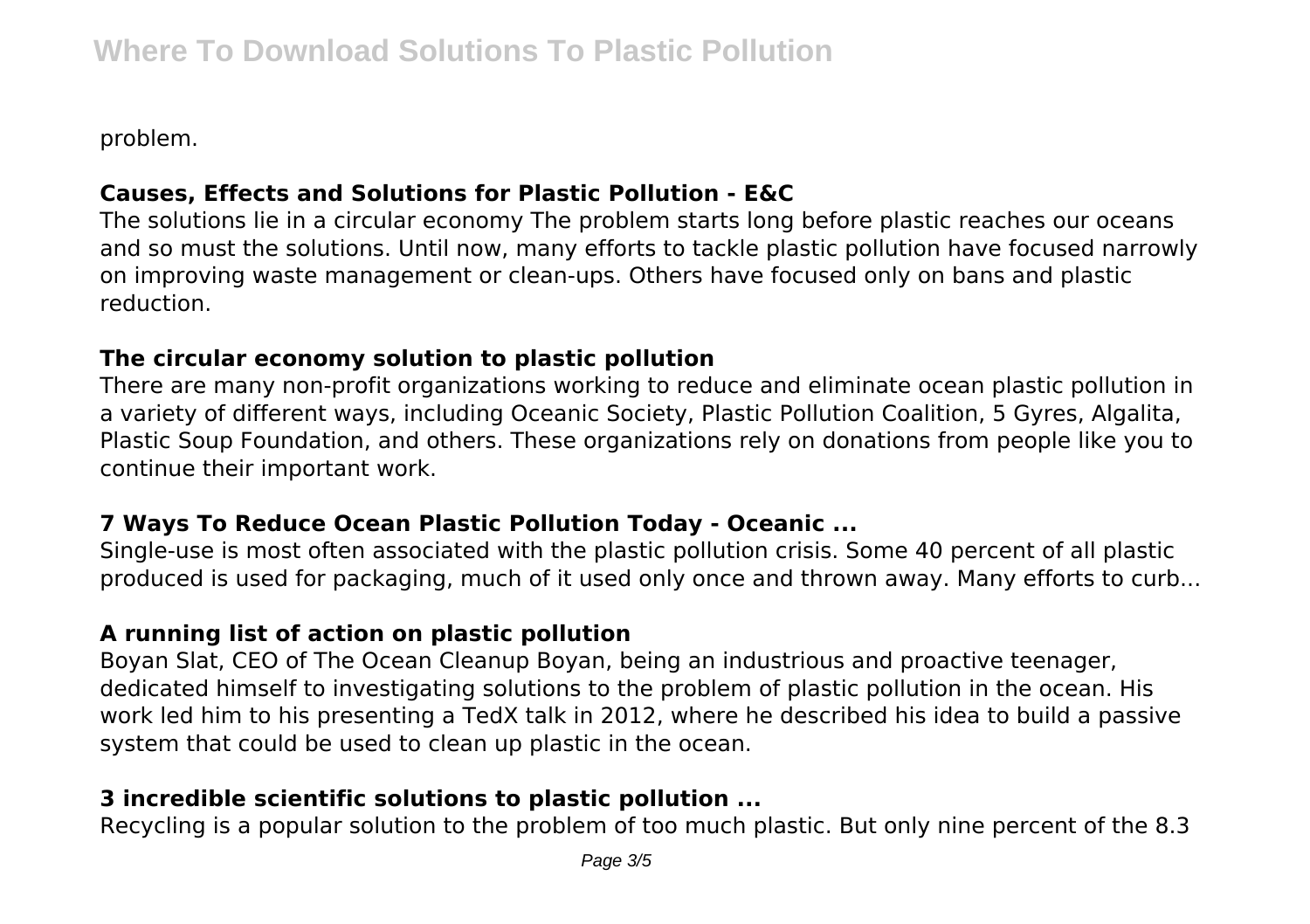problem.

### Causes, Effects and Solutions for Plastic Pollution - E&C

The solutions lie in a circular economy The problem starts long before plastic reaches our oceans and so must the solutions. Until now, many efforts to tackle plastic pollution have focused narrowly on improving waste management or clean-ups. Others have focused only on bans and plastic reduction.

### The circular economy solution to plastic pollution

There are many non-profit organizations working to reduce and eliminate ocean plastic pollution in a variety of different ways, including Oceanic Society, Plastic Pollution Coalition, 5 Gyres, Algalita, Plastic Soup Foundation, and others. These organizations rely on donations from people like you to continue their important work.

### 7 Ways To Reduce Ocean Plastic Pollution Today - Oceanic ...

Single-use is most often associated with the plastic pollution crisis. Some 40 percent of all plastic produced is used for packaging, much of it used only once and thrown away. Many efforts to curb...

### A running list of action on plastic pollution

Boyan Slat, CEO of The Ocean Cleanup Boyan, being an industrious and proactive teenager, dedicated himself to investigating solutions to the problem of plastic pollution in the ocean. His work led him to his presenting a TedX talk in 2012, where he described his idea to build a passive system that could be used to clean up plastic in the ocean.

### 3 incredible scientific solutions to plastic pollution ...

Recycling is a popular solution to the problem of too much plastic. But only nine percent of the 8.3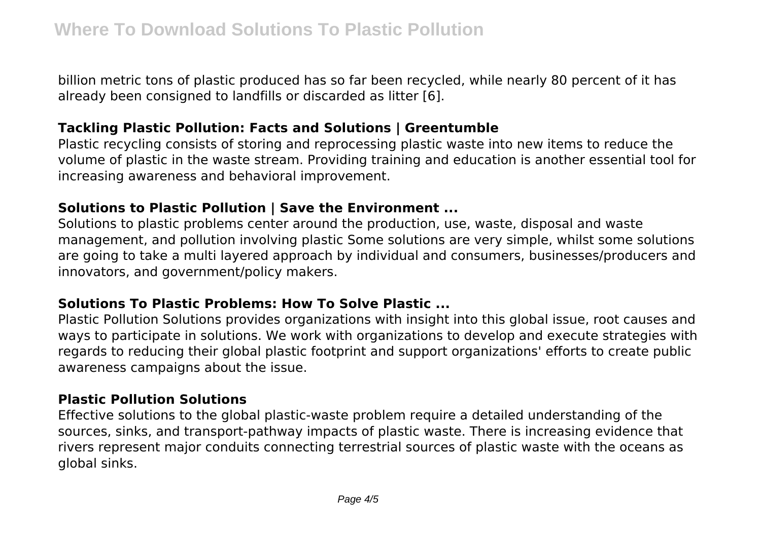billion metric tons of plastic produced has so far been recycled, while nearly 80 percent of it has already been consigned to landfills or discarded as litter [6].

### Tackling Plastic Pollution: Facts and Solutions | Greentumble

Plastic recycling consists of storing and reprocessing plastic waste into new items to reduce the volume of plastic in the waste stream. Providing training and education is another essential tool for increasing awareness and behavioral improvement.

### Solutions to Plastic Pollution | Save the Environment ...

Solutions to plastic problems center around the production, use, waste, disposal and waste management, and pollution involving plastic Some solutions are very simple, whilst some solutions are going to take a multi layered approach by individual and consumers, businesses/producers and innovators, and government/policy makers.

### Solutions To Plastic Problems: How To Solve Plastic ...

Plastic Pollution Solutions provides organizations with insight into this global issue, root causes and ways to participate in solutions. We work with organizations to develop and execute strategies with regards to reducing their global plastic footprint and support organizations' efforts to create public awareness campaigns about the issue.

### Plastic Pollution Solutions

Effective solutions to the global plastic-waste problem require a detailed understanding of the sources, sinks, and transport-pathway impacts of plastic waste. There is increasing evidence that rivers represent major conduits connecting terrestrial sources of plastic waste with the oceans as global sinks.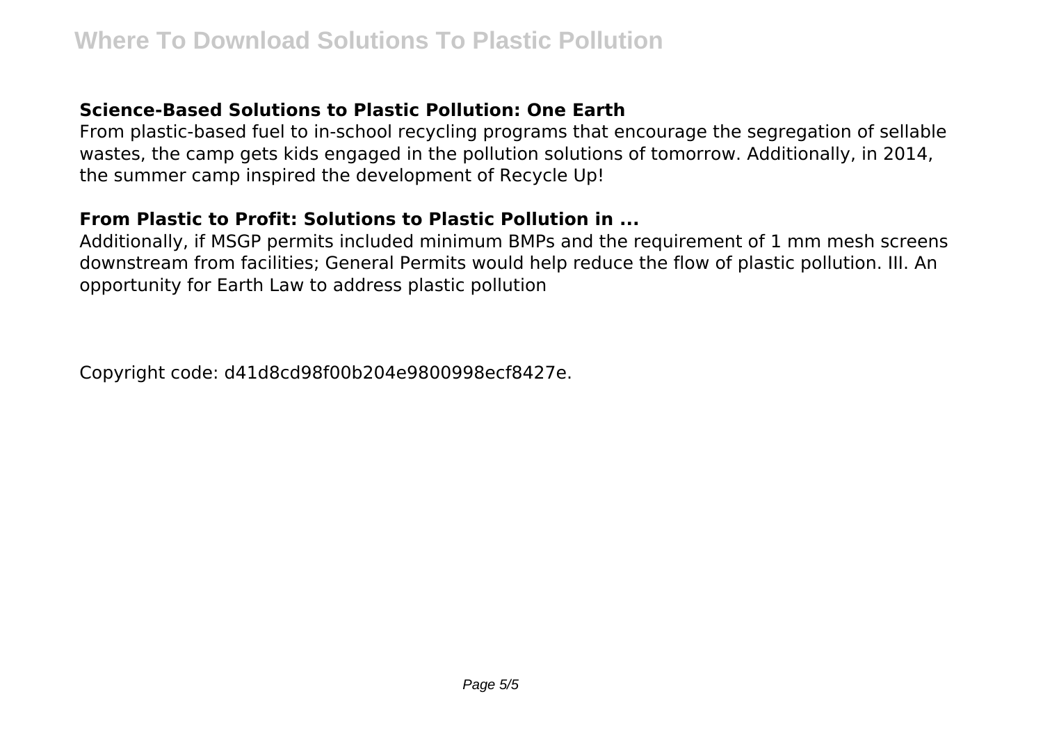**Science-Based Solutions to Plastic Pollution: One Earth**

From plastic-based fuel to in-school recycling programs that encourage the segregation of sellable wastes, the camp gets kids engaged in the pollution solutions of tomorrow. Additionally, in 2014, the summer camp inspired the development of Recycle Up!

**From Plastic to Profit: Solutions to Plastic Pollution in ...**

Additionally, if MSGP permits included minimum BMPs and the requirement of 1 mm mesh screens downstream from facilities; General Permits would help reduce the flow of plastic pollution. III. An opportunity for Earth Law to address plastic pollution

Copyright code: d41d8cd98f00b204e9800998ecf8427e.